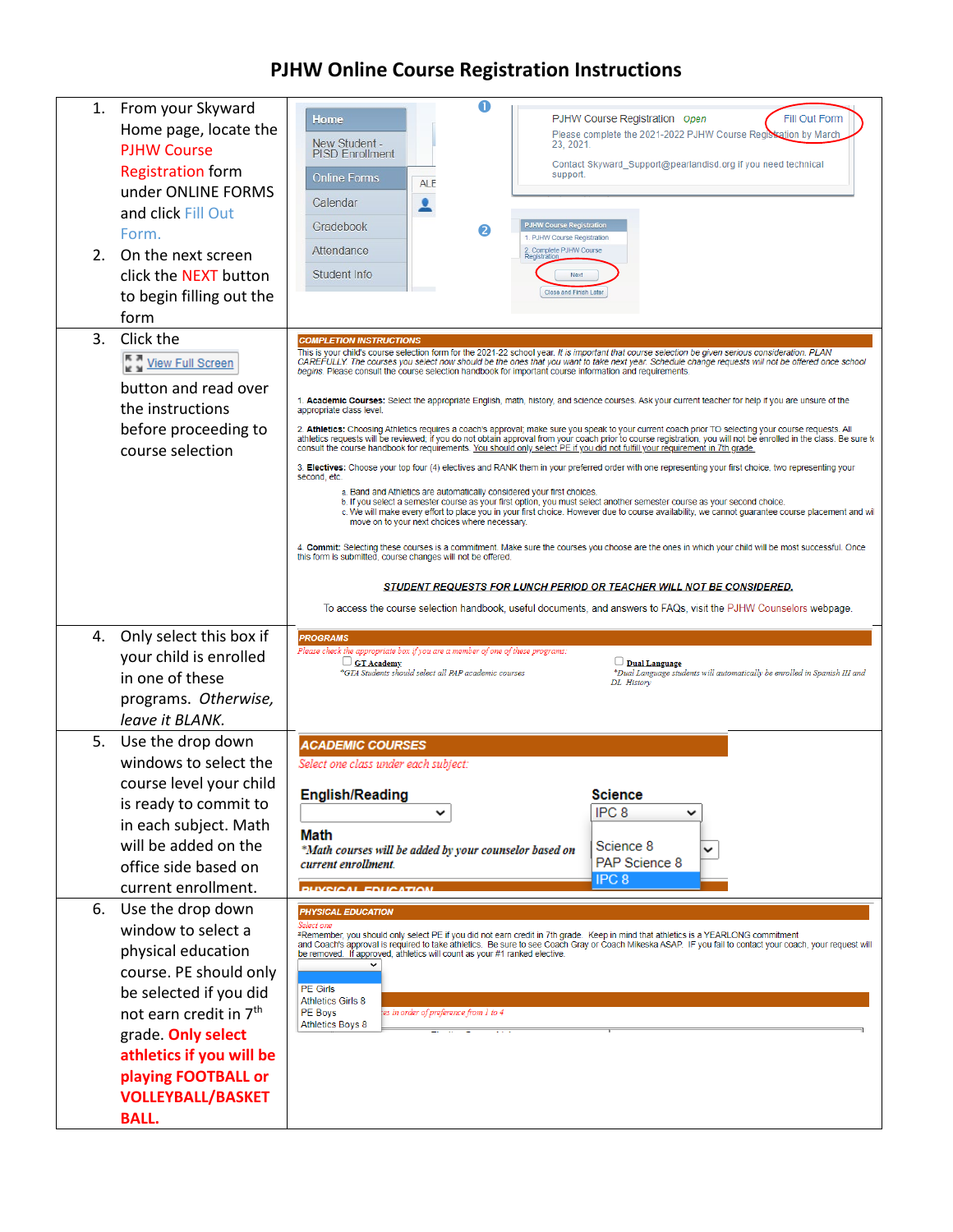# PJHW Online Course Registration Instructions

| Instructions | Screenshots |
|---|---|
| 1. From your Skyward Home page, locate the PJHW Course Registration form under ONLINE FORMS and click Fill Out Form.<br>2. On the next screen click the NEXT button to begin filling out the form | **1** Home / New Student - PISD Enrollment / Online Forms / Calendar / Gradebook / Attendance / Student Info<br>PJHW Course Registration *Open* — Fill Out Form<br>Please complete the 2021-2022 PJHW Course Registration by March 23, 2021.<br>Contact Skyward_Support@pearlandisd.org if you need technical support.<br>**2** PJHW Course Registration<br>1. PJHW Course Registration<br>2. Complete PJHW Course Registration<br>Next<br>Close and Finish Later |
| 3. Click the View Full Screen button and read over the instructions before proceeding to course selection | **COMPLETION INSTRUCTIONS**<br>This is your child's course selection form for the 2021-22 school year. *It is important that course selection be given serious consideration. PLAN CAREFULLY. The courses you select now should be the ones that you want to take next year. Schedule change requests will not be offered once school begins.* Please consult the course selection handbook for important course information and requirements.<br>1. **Academic Courses:** Select the appropriate English, math, history, and science courses. Ask your current teacher for help if you are unsure of the appropriate class level.<br>2. **Athletics:** Choosing Athletics requires a coach's approval; make sure you speak to your current coach prior TO selecting your course requests. All athletics requests will be reviewed; if you do not obtain approval from your coach prior to course registration, you will not be enrolled in the class. Be sure to consult the course handbook for requirements. You should only select PE if you did not fulfill your requirement in 7th grade.<br>3. **Electives:** Choose your top four (4) electives and RANK them in your preferred order with one representing your first choice, two representing your second, etc.<br>a. Band and Athletics are automatically considered your first choices.<br>b. If you select a semester course as your first option, you must select another semester course as your second choice.<br>c. We will make every effort to place you in your first choice. However due to course availability, we cannot guarantee course placement and will move on to your next choices where necessary.<br>4. **Commit:** Selecting these courses is a commitment. Make sure the courses you choose are the ones in which your child will be most successful. Once this form is submitted, course changes will not be offered.<br>**STUDENT REQUESTS FOR LUNCH PERIOD OR TEACHER WILL NOT BE CONSIDERED.**<br>To access the course selection handbook, useful documents, and answers to FAQs, visit the PJHW Counselors webpage. |
| 4. Only select this box if your child is enrolled in one of these programs. *Otherwise, leave it BLANK.* | **PROGRAMS**<br>*Please check the appropriate box if you are a member of one of these programs.*<br>☐ GT Academy — *\*GTA Students should select all PAP academic courses*<br>☐ Dual Language — *\*Dual Language students will automatically be enrolled in Spanish III and DL History* |
| 5. Use the drop down windows to select the course level your child is ready to commit to in each subject. Math will be added on the office side based on current enrollment. | **ACADEMIC COURSES**<br>*Select one class under each subject:*<br>**English/Reading**<br>**Science** — IPC 8 (options: Science 8, PAP Science 8, IPC 8)<br>**Math**<br>*\*Math courses will be added by your counselor based on current enrollment.* |
| 6. Use the drop down window to select a physical education course. PE should only be selected if you did not earn credit in 7th grade. **Only select athletics if you will be playing FOOTBALL or VOLLEYBALL/BASKETBALL.** | **PHYSICAL EDUCATION**<br>*Select one*<br>\*Remember, you should only select PE if you did not earn credit in 7th grade. Keep in mind that athletics is a YEARLONG commitment and Coach's approval is required to take athletics. Be sure to see Coach Gray or Coach Mikeska ASAP. IF you fail to contact your coach, your request will be removed. If approved, athletics will count as your #1 ranked elective.<br>Options: PE Girls, Athletics Girls 8, PE Boys, Athletics Boys 8<br>*...es in order of preference from 1 to 4* |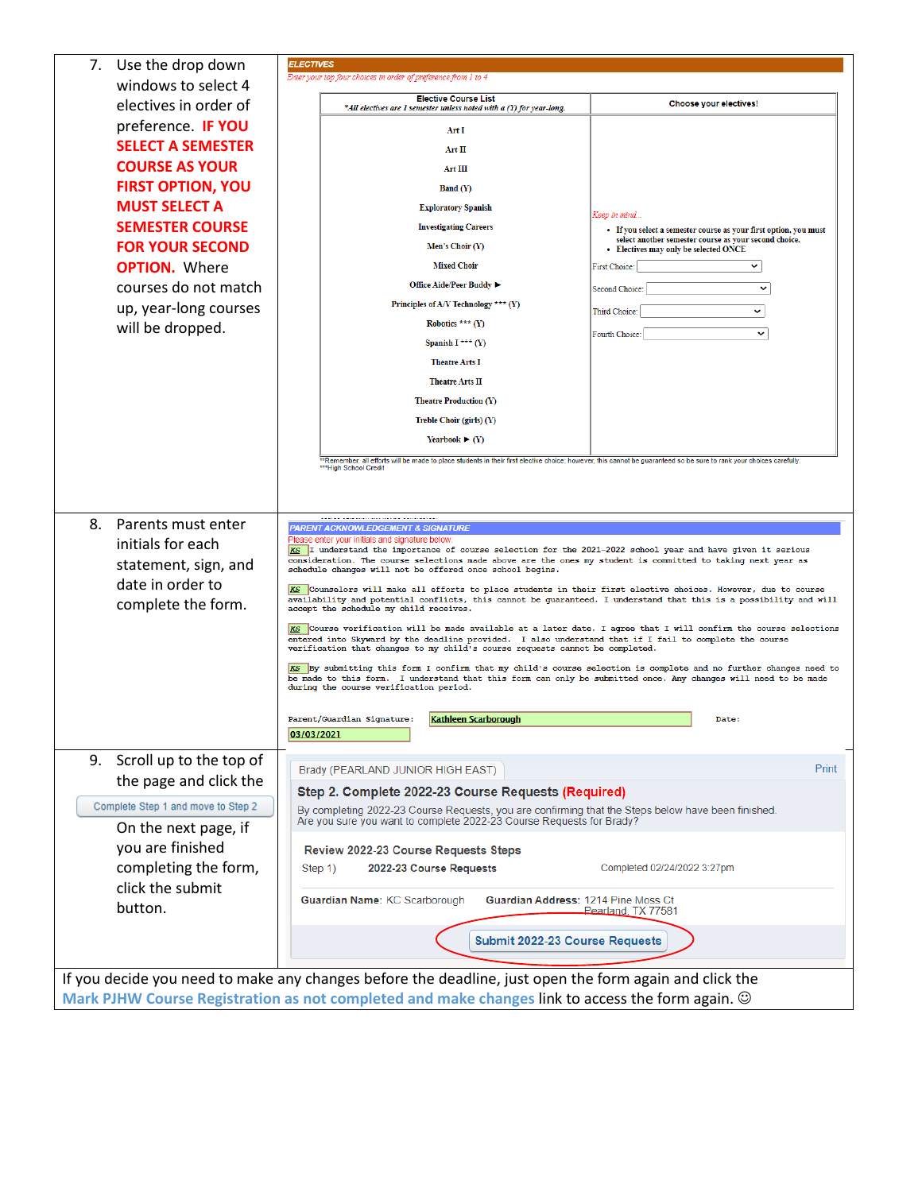| | |
|---|---|
| 7. Use the drop down windows to select 4 electives in order of preference. **IF YOU SELECT A SEMESTER COURSE AS YOUR FIRST OPTION, YOU MUST SELECT A SEMESTER COURSE FOR YOUR SECOND OPTION.** Where courses do not match up, year-long courses will be dropped. | ELECTIVES<br>*Enter your top four choices in order of preference from 1 to 4*<br><br>**Elective Course List**<br>*\*All electives are 1 semester unless noted with a (Y) for year-long.*<br><br>Art I<br>Art II<br>Art III<br>Band (Y)<br>Exploratory Spanish<br>Investigating Careers<br>Men's Choir (Y)<br>Mixed Choir<br>Office Aide/Peer Buddy ►<br>Principles of A/V Technology \*\*\* (Y)<br>Robotics \*\*\* (Y)<br>Spanish I \*\*\* (Y)<br>Theatre Arts I<br>Theatre Arts II<br>Theatre Production (Y)<br>Treble Choir (girls) (Y)<br>Yearbook ► (Y)<br><br>**Choose your electives!**<br><br>*Keep in mind...*<br>• If you select a semester course as your first option, you must select another semester course as your second choice.<br>• Electives may only be selected ONCE<br><br>First Choice:<br>Second Choice:<br>Third Choice:<br>Fourth Choice:<br><br>\*Remember, all efforts will be made to place students in their first elective choice; however, this cannot be guaranteed so be sure to rank your choices carefully<br>\*\*\*High School Credit |
| 8. Parents must enter initials for each statement, sign, and date in order to complete the form. | PARENT ACKNOWLEDGEMENT & SIGNATURE<br>Please enter your initials and signature below.<br><br>KS I understand the importance of course selection for the 2021-2022 school year and have given it serious consideration. The course selections made above are the ones my student is committed to taking next year as schedule changes will not be offered once school begins.<br><br>KS Counselors will make all efforts to place students in their first elective choices. However, due to course availability and potential conflicts, this cannot be guaranteed. I understand that this is a possibility and will accept the schedule my child receives.<br><br>KS Course verification will be made available at a later date. I agree that I will confirm the course selections entered into Skyward by the deadline provided. I also understand that if I fail to complete the course verification that changes to my child's course requests cannot be completed.<br><br>KS By submitting this form I confirm that my child's course selection is complete and no further changes need to be made to this form. I understand that this form can only be submitted once. Any changes will need to be made during the course verification period.<br><br>Parent/Guardian Signature: Kathleen Scarborough Date: 03/03/2021 |
| 9. Scroll up to the top of the page and click the [Complete Step 1 and move to Step 2] On the next page, if you are finished completing the form, click the submit button. | Brady (PEARLAND JUNIOR HIGH EAST) Print<br><br>**Step 2. Complete 2022-23 Course Requests (Required)**<br>By completing 2022-23 Course Requests, you are confirming that the Steps below have been finished.<br>Are you sure you want to complete 2022-23 Course Requests for Brady?<br><br>**Review 2022-23 Course Requests Steps**<br>Step 1) **2022-23 Course Requests** Completed 02/24/2022 3:27pm<br><br>**Guardian Name:** KC Scarborough **Guardian Address:** 1214 Pine Moss Ct Pearland, TX 77581<br><br>[Submit 2022-23 Course Requests] |

If you decide you need to make any changes before the deadline, just open the form again and click the **Mark PJHW Course Registration as not completed and make changes** link to access the form again. ☺